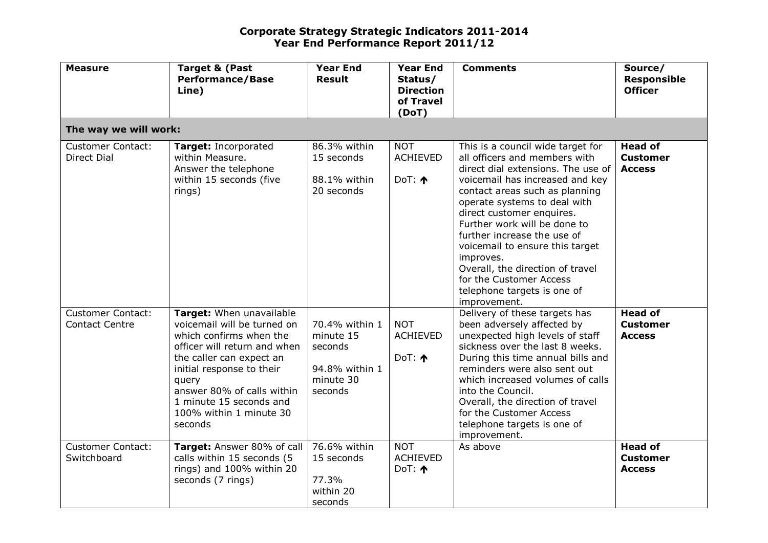# Corporate Strategy Strategic Indicators 2011-2014
## Year End Performance Report 2011/12

| Measure | Target & (Past Performance/Base Line) | Year End Result | Year End Status/ Direction of Travel (DoT) | Comments | Source/ Responsible Officer |
|---|---|---|---|---|---|
| **The way we will work:** | | | | | |
| Customer Contact: Direct Dial | **Target:** Incorporated within Measure. Answer the telephone within 15 seconds (five rings) | 86.3% within 15 seconds<br><br>88.1% within 20 seconds | NOT ACHIEVED<br><br>DoT: ↑ | This is a council wide target for all officers and members with direct dial extensions. The use of voicemail has increased and key contact areas such as planning operate systems to deal with direct customer enquires. Further work will be done to further increase the use of voicemail to ensure this target improves.<br>Overall, the direction of travel for the Customer Access telephone targets is one of improvement. | **Head of Customer Access** |
| Customer Contact: Contact Centre | **Target:** When unavailable voicemail will be turned on which confirms when the officer will return and when the caller can expect an initial response to their query<br>answer 80% of calls within 1 minute 15 seconds and 100% within 1 minute 30 seconds | 70.4% within 1 minute 15 seconds<br><br>94.8% within 1 minute 30 seconds | NOT ACHIEVED<br><br>DoT: ↑ | Delivery of these targets has been adversely affected by unexpected high levels of staff sickness over the last 8 weeks. During this time annual bills and reminders were also sent out which increased volumes of calls into the Council.<br>Overall, the direction of travel for the Customer Access telephone targets is one of improvement. | **Head of Customer Access** |
| Customer Contact: Switchboard | **Target:** Answer 80% of call calls within 15 seconds (5 rings) and 100% within 20 seconds (7 rings) | 76.6% within 15 seconds<br><br>77.3% within 20 seconds | NOT ACHIEVED<br>DoT: ↑ | As above | **Head of Customer Access** |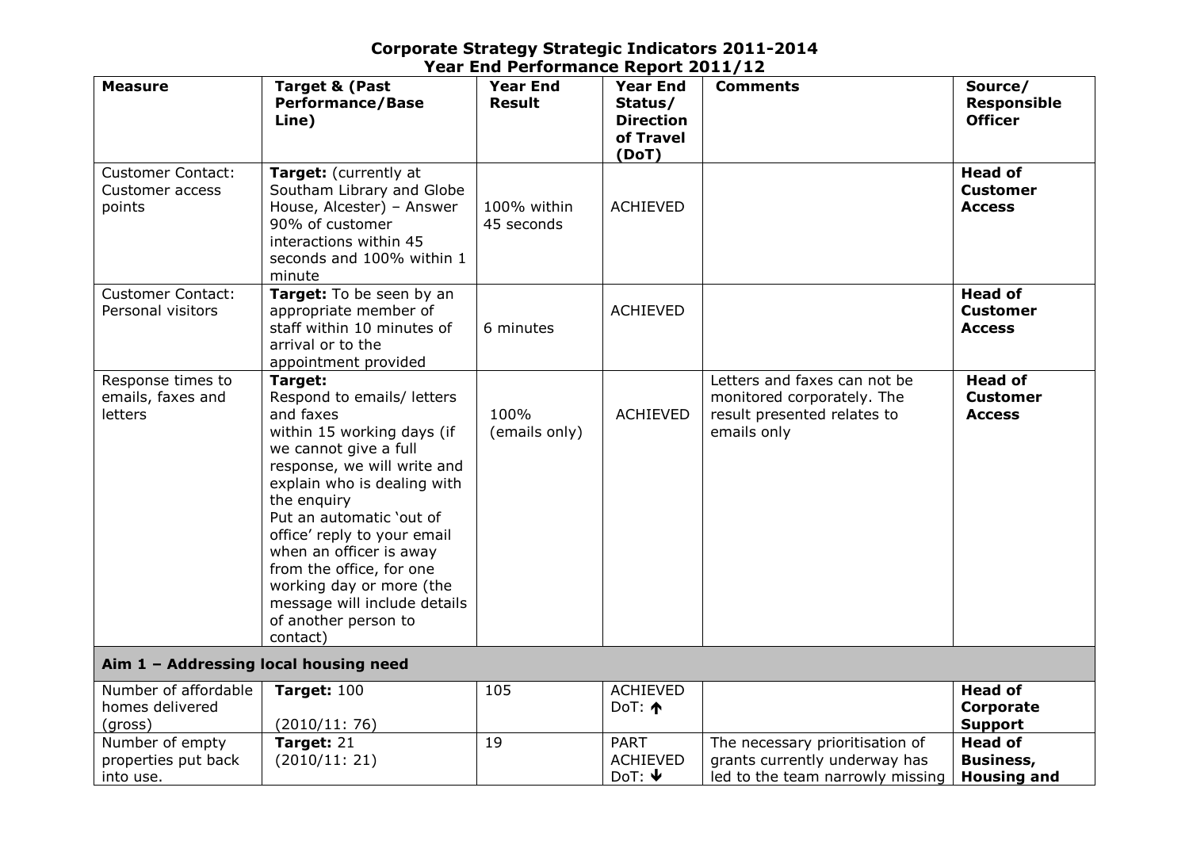# Corporate Strategy Strategic Indicators 2011-2014
## Year End Performance Report 2011/12

| Measure | Target & (Past Performance/Base Line) | Year End Result | Year End Status/ Direction of Travel (DoT) | Comments | Source/ Responsible Officer |
|---|---|---|---|---|---|
| Customer Contact: Customer access points | **Target:** (currently at Southam Library and Globe House, Alcester) – Answer 90% of customer interactions within 45 seconds and 100% within 1 minute | 100% within 45 seconds | ACHIEVED | | **Head of Customer Access** |
| Customer Contact: Personal visitors | **Target:** To be seen by an appropriate member of staff within 10 minutes of arrival or to the appointment provided | 6 minutes | ACHIEVED | | **Head of Customer Access** |
| Response times to emails, faxes and letters | **Target:** Respond to emails/ letters and faxes within 15 working days (if we cannot give a full response, we will write and explain who is dealing with the enquiry Put an automatic 'out of office' reply to your email when an officer is away from the office, for one working day or more (the message will include details of another person to contact) | 100% (emails only) | ACHIEVED | Letters and faxes can not be monitored corporately. The result presented relates to emails only | **Head of Customer Access** |
| **Aim 1 – Addressing local housing need** | | | | | |
| Number of affordable homes delivered (gross) | **Target:** 100 (2010/11: 76) | 105 | ACHIEVED DoT: ↑ | | **Head of Corporate Support** |
| Number of empty properties put back into use. | **Target:** 21 (2010/11: 21) | 19 | PART ACHIEVED DoT: ↓ | The necessary prioritisation of grants currently underway has led to the team narrowly missing | **Head of Business, Housing and** |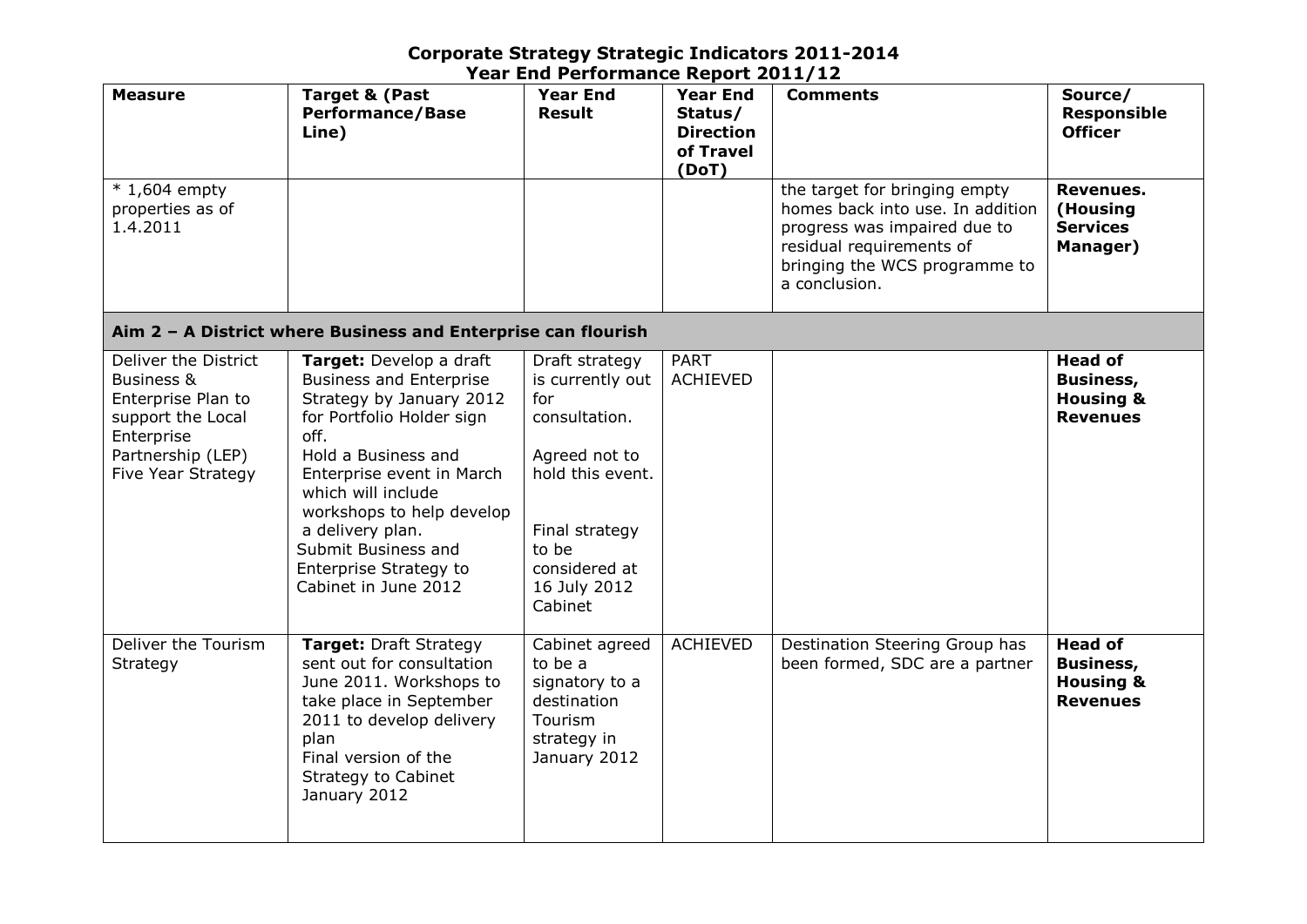# Corporate Strategy Strategic Indicators 2011-2014
## Year End Performance Report 2011/12

| Measure | Target & (Past Performance/Base Line) | Year End Result | Year End Status/ Direction of Travel (DoT) | Comments | Source/ Responsible Officer |
|---|---|---|---|---|---|
| * 1,604 empty properties as of 1.4.2011 | | | | the target for bringing empty homes back into use. In addition progress was impaired due to residual requirements of bringing the WCS programme to a conclusion. | **Revenues. (Housing Services Manager)** |
| **Aim 2 – A District where Business and Enterprise can flourish** | | | | | |
| Deliver the District Business & Enterprise Plan to support the Local Enterprise Partnership (LEP) Five Year Strategy | **Target:** Develop a draft Business and Enterprise Strategy by January 2012 for Portfolio Holder sign off.<br>Hold a Business and Enterprise event in March which will include workshops to help develop a delivery plan.<br>Submit Business and Enterprise Strategy to Cabinet in June 2012 | Draft strategy is currently out for consultation.<br><br>Agreed not to hold this event.<br><br>Final strategy to be considered at 16 July 2012 Cabinet | PART ACHIEVED | | **Head of Business, Housing & Revenues** |
| Deliver the Tourism Strategy | **Target:** Draft Strategy sent out for consultation June 2011. Workshops to take place in September 2011 to develop delivery plan<br>Final version of the Strategy to Cabinet January 2012 | Cabinet agreed to be a signatory to a destination Tourism strategy in January 2012 | ACHIEVED | Destination Steering Group has been formed, SDC are a partner | **Head of Business, Housing & Revenues** |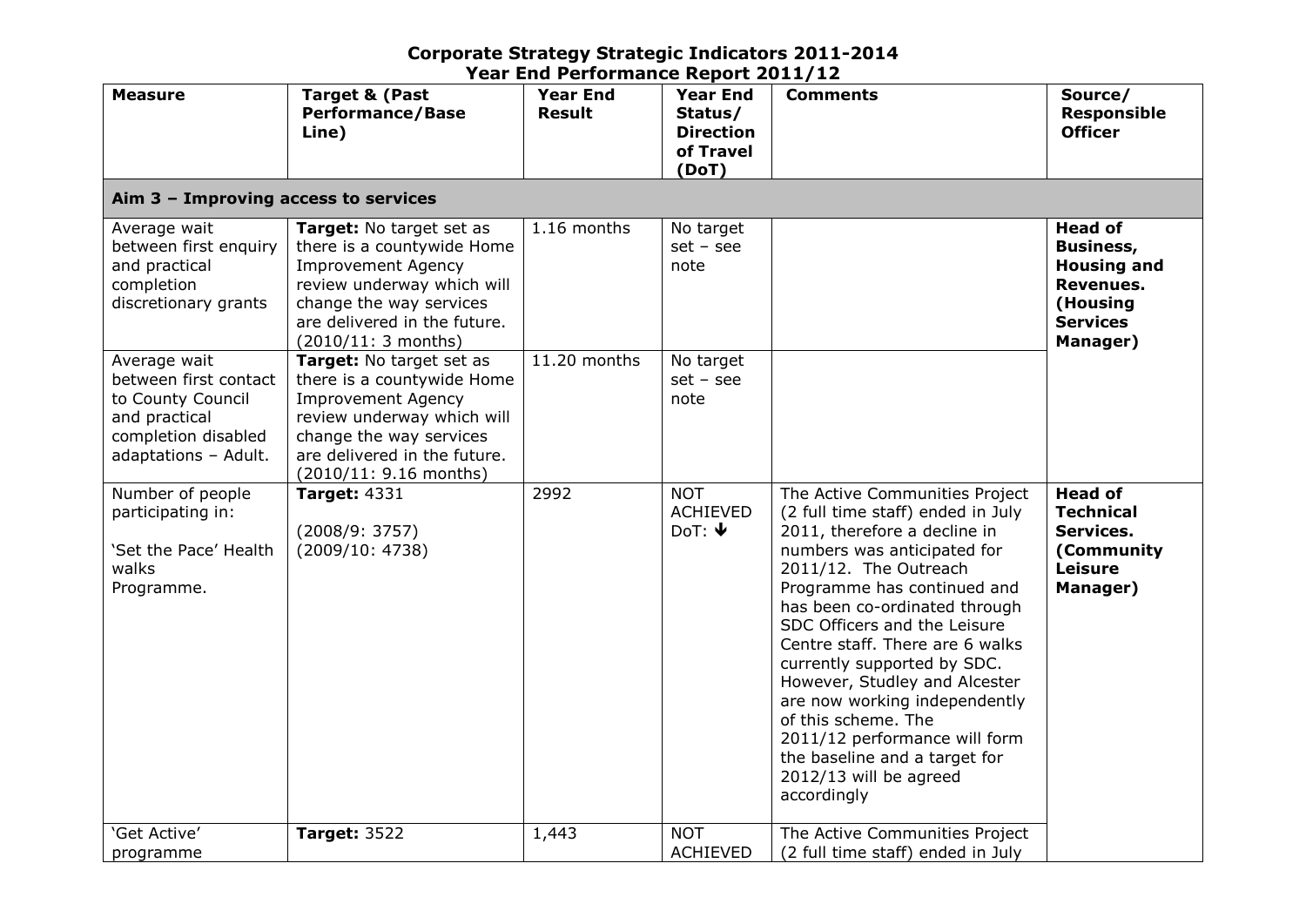# Corporate Strategy Strategic Indicators 2011-2014
## Year End Performance Report 2011/12

| Measure | Target & (Past Performance/Base Line) | Year End Result | Year End Status/ Direction of Travel (DoT) | Comments | Source/ Responsible Officer |
|---|---|---|---|---|---|
| **Aim 3 – Improving access to services** | | | | | |
| Average wait between first enquiry and practical completion discretionary grants | **Target:** No target set as there is a countywide Home Improvement Agency review underway which will change the way services are delivered in the future. (2010/11: 3 months) | 1.16 months | No target set – see note | | **Head of Business, Housing and Revenues. (Housing Services Manager)** |
| Average wait between first contact to County Council and practical completion disabled adaptations – Adult. | **Target:** No target set as there is a countywide Home Improvement Agency review underway which will change the way services are delivered in the future. (2010/11: 9.16 months) | 11.20 months | No target set – see note | | |
| Number of people participating in: 'Set the Pace' Health walks Programme. | **Target:** 4331 (2008/9: 3757) (2009/10: 4738) | 2992 | NOT ACHIEVED DoT: ↓ | The Active Communities Project (2 full time staff) ended in July 2011, therefore a decline in numbers was anticipated for 2011/12. The Outreach Programme has continued and has been co-ordinated through SDC Officers and the Leisure Centre staff. There are 6 walks currently supported by SDC. However, Studley and Alcester are now working independently of this scheme. The 2011/12 performance will form the baseline and a target for 2012/13 will be agreed accordingly | **Head of Technical Services. (Community Leisure Manager)** |
| 'Get Active' programme | **Target:** 3522 | 1,443 | NOT ACHIEVED | The Active Communities Project (2 full time staff) ended in July | |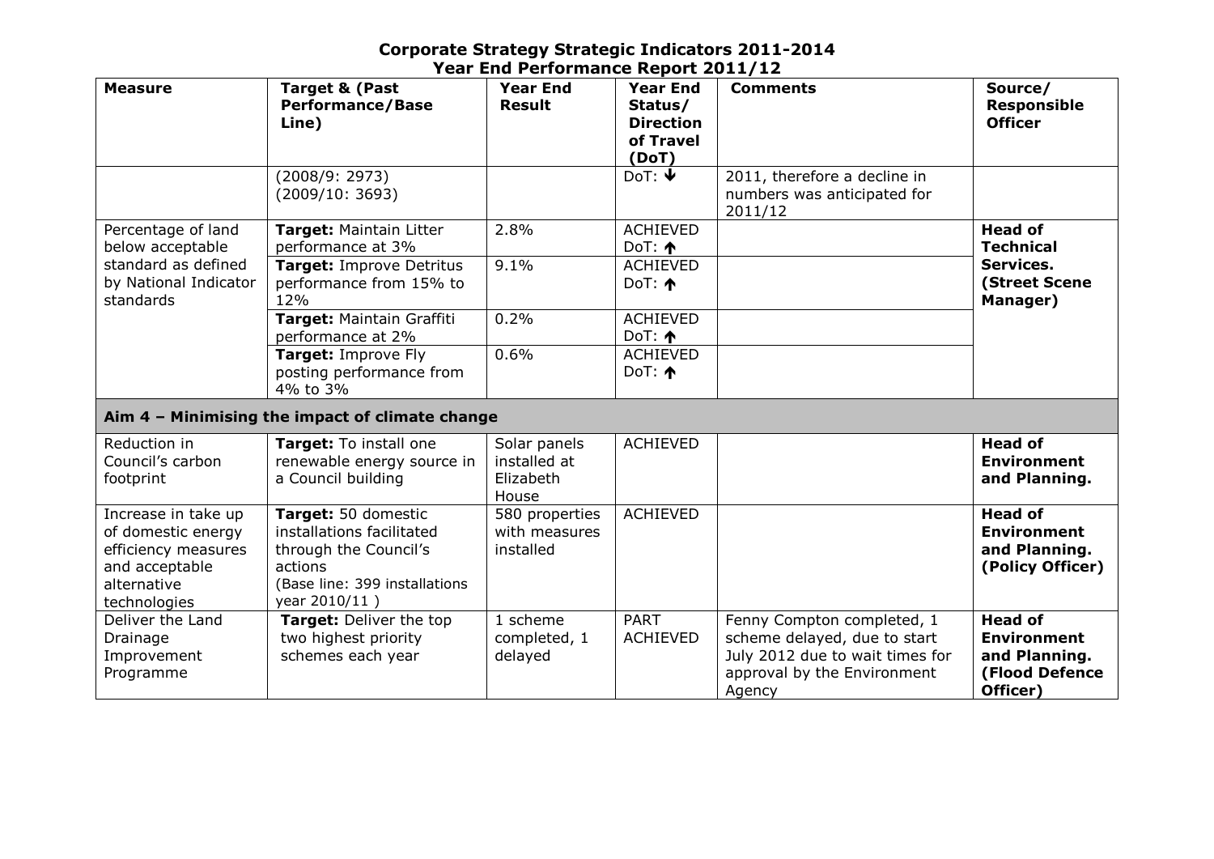# Corporate Strategy Strategic Indicators 2011-2014
## Year End Performance Report 2011/12

| Measure | Target & (Past Performance/Base Line) | Year End Result | Year End Status/ Direction of Travel (DoT) | Comments | Source/ Responsible Officer |
|---|---|---|---|---|---|
| | (2008/9: 2973) (2009/10: 3693) | | DoT: ↓ | 2011, therefore a decline in numbers was anticipated for 2011/12 | |
| Percentage of land below acceptable standard as defined by National Indicator standards | **Target:** Maintain Litter performance at 3% | 2.8% | ACHIEVED DoT: ↑ | | **Head of Technical Services. (Street Scene Manager)** |
| | **Target:** Improve Detritus performance from 15% to 12% | 9.1% | ACHIEVED DoT: ↑ | | |
| | **Target:** Maintain Graffiti performance at 2% | 0.2% | ACHIEVED DoT: ↑ | | |
| | **Target:** Improve Fly posting performance from 4% to 3% | 0.6% | ACHIEVED DoT: ↑ | | |
| **Aim 4 – Minimising the impact of climate change** | | | | | |
| Reduction in Council's carbon footprint | **Target:** To install one renewable energy source in a Council building | Solar panels installed at Elizabeth House | ACHIEVED | | **Head of Environment and Planning.** |
| Increase in take up of domestic energy efficiency measures and acceptable alternative technologies | **Target:** 50 domestic installations facilitated through the Council's actions (Base line: 399 installations year 2010/11 ) | 580 properties with measures installed | ACHIEVED | | **Head of Environment and Planning. (Policy Officer)** |
| Deliver the Land Drainage Improvement Programme | **Target:** Deliver the top two highest priority schemes each year | 1 scheme completed, 1 delayed | PART ACHIEVED | Fenny Compton completed, 1 scheme delayed, due to start July 2012 due to wait times for approval by the Environment Agency | **Head of Environment and Planning. (Flood Defence Officer)** |